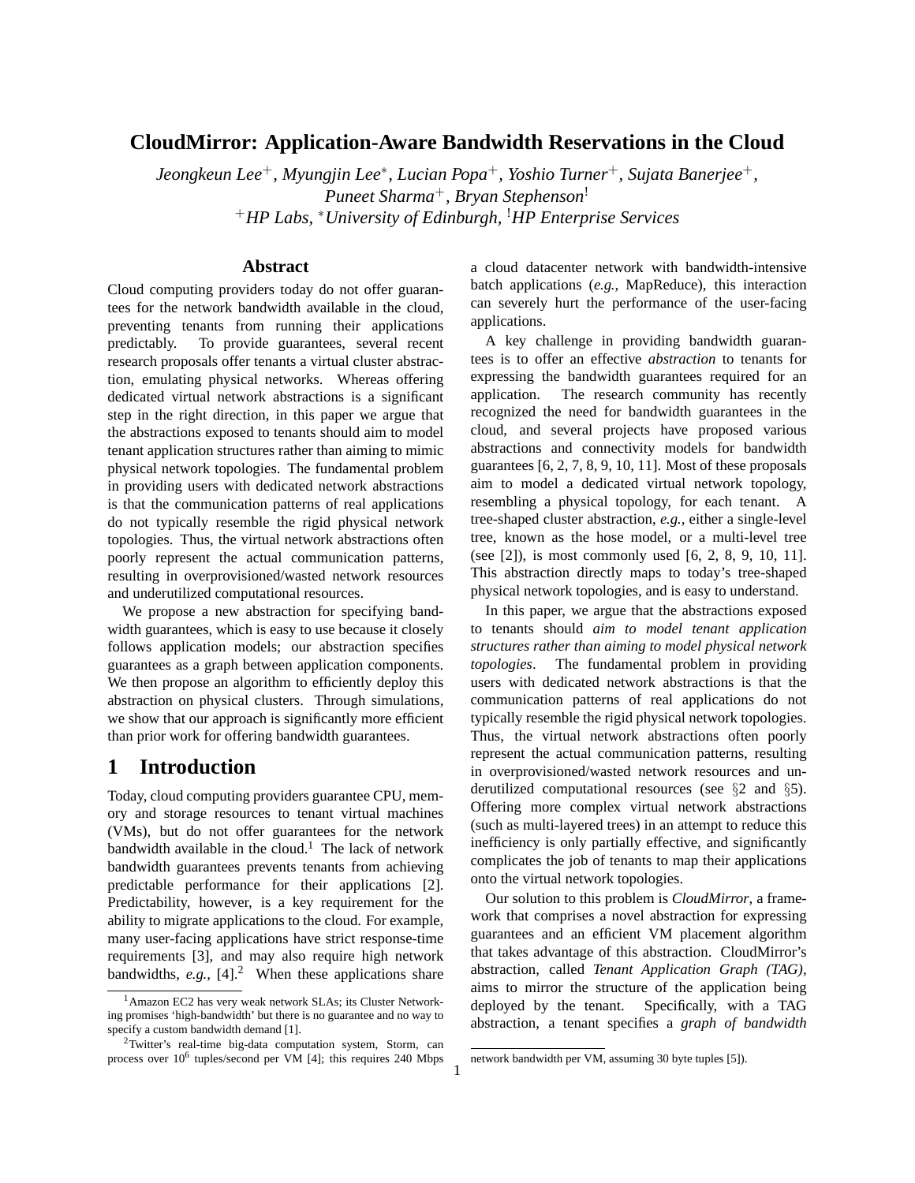# CloudMirror: Application-Aware Bandwidth Reservations in the Cloud

*Jeongkeun Lee[+], Myungjin Lee[*], Lucian Popa[+], Yoshio Turner[+], Sujata Banerjee[+], Puneet Sharma[+], Bryan Stephenson[!]*

[+]*HP Labs*, [*]*University of Edinburgh*, [!]*HP Enterprise Services*

## Abstract

Cloud computing providers today do not offer guarantees for the network bandwidth available in the cloud, preventing tenants from running their applications predictably. To provide guarantees, several recent research proposals offer tenants a virtual cluster abstraction, emulating physical networks. Whereas offering dedicated virtual network abstractions is a significant step in the right direction, in this paper we argue that the abstractions exposed to tenants should aim to model tenant application structures rather than aiming to mimic physical network topologies. The fundamental problem in providing users with dedicated network abstractions is that the communication patterns of real applications do not typically resemble the rigid physical network topologies. Thus, the virtual network abstractions often poorly represent the actual communication patterns, resulting in overprovisioned/wasted network resources and underutilized computational resources.

We propose a new abstraction for specifying bandwidth guarantees, which is easy to use because it closely follows application models; our abstraction specifies guarantees as a graph between application components. We then propose an algorithm to efficiently deploy this abstraction on physical clusters. Through simulations, we show that our approach is significantly more efficient than prior work for offering bandwidth guarantees.

## 1 Introduction

Today, cloud computing providers guarantee CPU, memory and storage resources to tenant virtual machines (VMs), but do not offer guarantees for the network bandwidth available in the cloud.[1] The lack of network bandwidth guarantees prevents tenants from achieving predictable performance for their applications [2]. Predictability, however, is a key requirement for the ability to migrate applications to the cloud. For example, many user-facing applications have strict response-time requirements [3], and may also require high network bandwidths, *e.g.,* [4].[2] When these applications share a cloud datacenter network with bandwidth-intensive batch applications (*e.g.,* MapReduce), this interaction can severely hurt the performance of the user-facing applications.

A key challenge in providing bandwidth guarantees is to offer an effective *abstraction* to tenants for expressing the bandwidth guarantees required for an application. The research community has recently recognized the need for bandwidth guarantees in the cloud, and several projects have proposed various abstractions and connectivity models for bandwidth guarantees [6, 2, 7, 8, 9, 10, 11]. Most of these proposals aim to model a dedicated virtual network topology, resembling a physical topology, for each tenant. A tree-shaped cluster abstraction, *e.g.,* either a single-level tree, known as the hose model, or a multi-level tree (see [2]), is most commonly used [6, 2, 8, 9, 10, 11]. This abstraction directly maps to today's tree-shaped physical network topologies, and is easy to understand.

In this paper, we argue that the abstractions exposed to tenants should *aim to model tenant application structures rather than aiming to model physical network topologies*. The fundamental problem in providing users with dedicated network abstractions is that the communication patterns of real applications do not typically resemble the rigid physical network topologies. Thus, the virtual network abstractions often poorly represent the actual communication patterns, resulting in overprovisioned/wasted network resources and underutilized computational resources (see §2 and §5). Offering more complex virtual network abstractions (such as multi-layered trees) in an attempt to reduce this inefficiency is only partially effective, and significantly complicates the job of tenants to map their applications onto the virtual network topologies.

Our solution to this problem is *CloudMirror*, a framework that comprises a novel abstraction for expressing guarantees and an efficient VM placement algorithm that takes advantage of this abstraction. CloudMirror's abstraction, called *Tenant Application Graph (TAG)*, aims to mirror the structure of the application being deployed by the tenant. Specifically, with a TAG abstraction, a tenant specifies a *graph of bandwidth*

[1] Amazon EC2 has very weak network SLAs; its Cluster Networking promises 'high-bandwidth' but there is no guarantee and no way to specify a custom bandwidth demand [1].

[2] Twitter's real-time big-data computation system, Storm, can process over $10^6$ tuples/second per VM [4]; this requires 240 Mbps network bandwidth per VM, assuming 30 byte tuples [5]).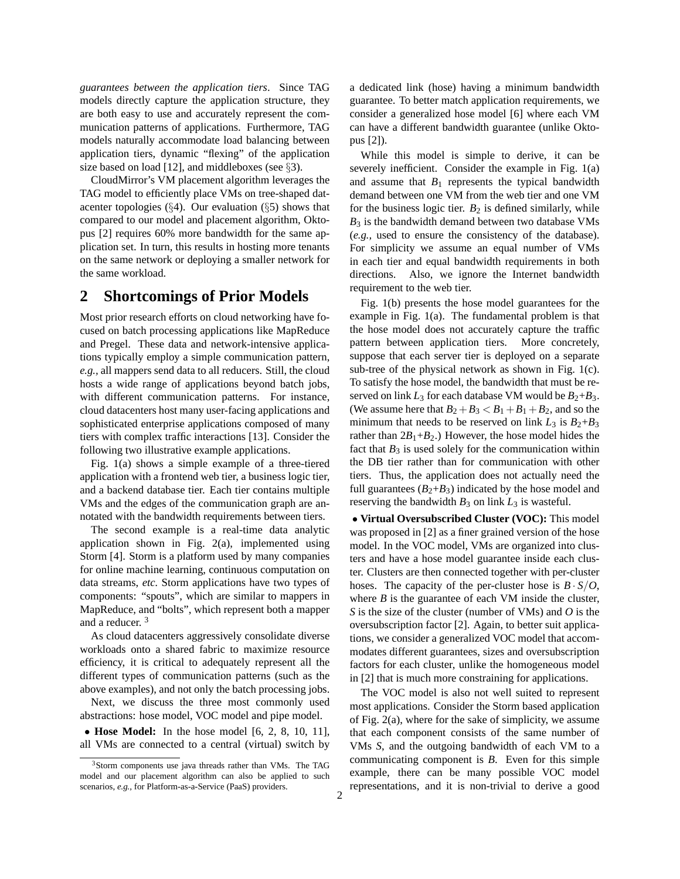*guarantees between the application tiers*. Since TAG models directly capture the application structure, they are both easy to use and accurately represent the communication patterns of applications. Furthermore, TAG models naturally accommodate load balancing between application tiers, dynamic "flexing" of the application size based on load [12], and middleboxes (see §3).

CloudMirror's VM placement algorithm leverages the TAG model to efficiently place VMs on tree-shaped datacenter topologies (§4). Our evaluation (§5) shows that compared to our model and placement algorithm, Oktopus [2] requires 60% more bandwidth for the same application set. In turn, this results in hosting more tenants on the same network or deploying a smaller network for the same workload.

## 2 Shortcomings of Prior Models

Most prior research efforts on cloud networking have focused on batch processing applications like MapReduce and Pregel. These data and network-intensive applications typically employ a simple communication pattern, *e.g.,* all mappers send data to all reducers. Still, the cloud hosts a wide range of applications beyond batch jobs, with different communication patterns. For instance, cloud datacenters host many user-facing applications and sophisticated enterprise applications composed of many tiers with complex traffic interactions [13]. Consider the following two illustrative example applications.

Fig. 1(a) shows a simple example of a three-tiered application with a frontend web tier, a business logic tier, and a backend database tier. Each tier contains multiple VMs and the edges of the communication graph are annotated with the bandwidth requirements between tiers.

The second example is a real-time data analytic application shown in Fig. 2(a), implemented using Storm [4]. Storm is a platform used by many companies for online machine learning, continuous computation on data streams, *etc.* Storm applications have two types of components: "spouts", which are similar to mappers in MapReduce, and "bolts", which represent both a mapper and a reducer. [3]

As cloud datacenters aggressively consolidate diverse workloads onto a shared fabric to maximize resource efficiency, it is critical to adequately represent all the different types of communication patterns (such as the above examples), and not only the batch processing jobs.

Next, we discuss the three most commonly used abstractions: hose model, VOC model and pipe model.

- **Hose Model:** In the hose model [6, 2, 8, 10, 11], all VMs are connected to a central (virtual) switch by a dedicated link (hose) having a minimum bandwidth guarantee. To better match application requirements, we consider a generalized hose model [6] where each VM can have a different bandwidth guarantee (unlike Oktopus [2]).

While this model is simple to derive, it can be severely inefficient. Consider the example in Fig. 1(a) and assume that $B_1$ represents the typical bandwidth demand between one VM from the web tier and one VM for the business logic tier. $B_2$ is defined similarly, while $B_3$ is the bandwidth demand between two database VMs (*e.g.,* used to ensure the consistency of the database). For simplicity we assume an equal number of VMs in each tier and equal bandwidth requirements in both directions. Also, we ignore the Internet bandwidth requirement to the web tier.

Fig. 1(b) presents the hose model guarantees for the example in Fig. 1(a). The fundamental problem is that the hose model does not accurately capture the traffic pattern between application tiers. More concretely, suppose that each server tier is deployed on a separate sub-tree of the physical network as shown in Fig. 1(c). To satisfy the hose model, the bandwidth that must be reserved on link $L_3$ for each database VM would be $B_2$+$B_3$. (We assume here that $B_2+B_3 < B_1+B_1+B_2$, and so the minimum that needs to be reserved on link $L_3$ is $B_2$+$B_3$ rather than $2B_1$+$B_2$.) However, the hose model hides the fact that $B_3$ is used solely for the communication within the DB tier rather than for communication with other tiers. Thus, the application does not actually need the full guarantees ($B_2$+$B_3$) indicated by the hose model and reserving the bandwidth $B_3$ on link $L_3$ is wasteful.

- **Virtual Oversubscribed Cluster (VOC):** This model was proposed in [2] as a finer grained version of the hose model. In the VOC model, VMs are organized into clusters and have a hose model guarantee inside each cluster. Clusters are then connected together with per-cluster hoses. The capacity of the per-cluster hose is $B \cdot S/O$, where $B$ is the guarantee of each VM inside the cluster, $S$ is the size of the cluster (number of VMs) and $O$ is the oversubscription factor [2]. Again, to better suit applications, we consider a generalized VOC model that accommodates different guarantees, sizes and oversubscription factors for each cluster, unlike the homogeneous model in [2] that is much more constraining for applications.

The VOC model is also not well suited to represent most applications. Consider the Storm based application of Fig. 2(a), where for the sake of simplicity, we assume that each component consists of the same number of VMs $S$, and the outgoing bandwidth of each VM to a communicating component is $B$. Even for this simple example, there can be many possible VOC model representations, and it is non-trivial to derive a good

[3] Storm components use java threads rather than VMs. The TAG model and our placement algorithm can also be applied to such scenarios, *e.g.,* for Platform-as-a-Service (PaaS) providers.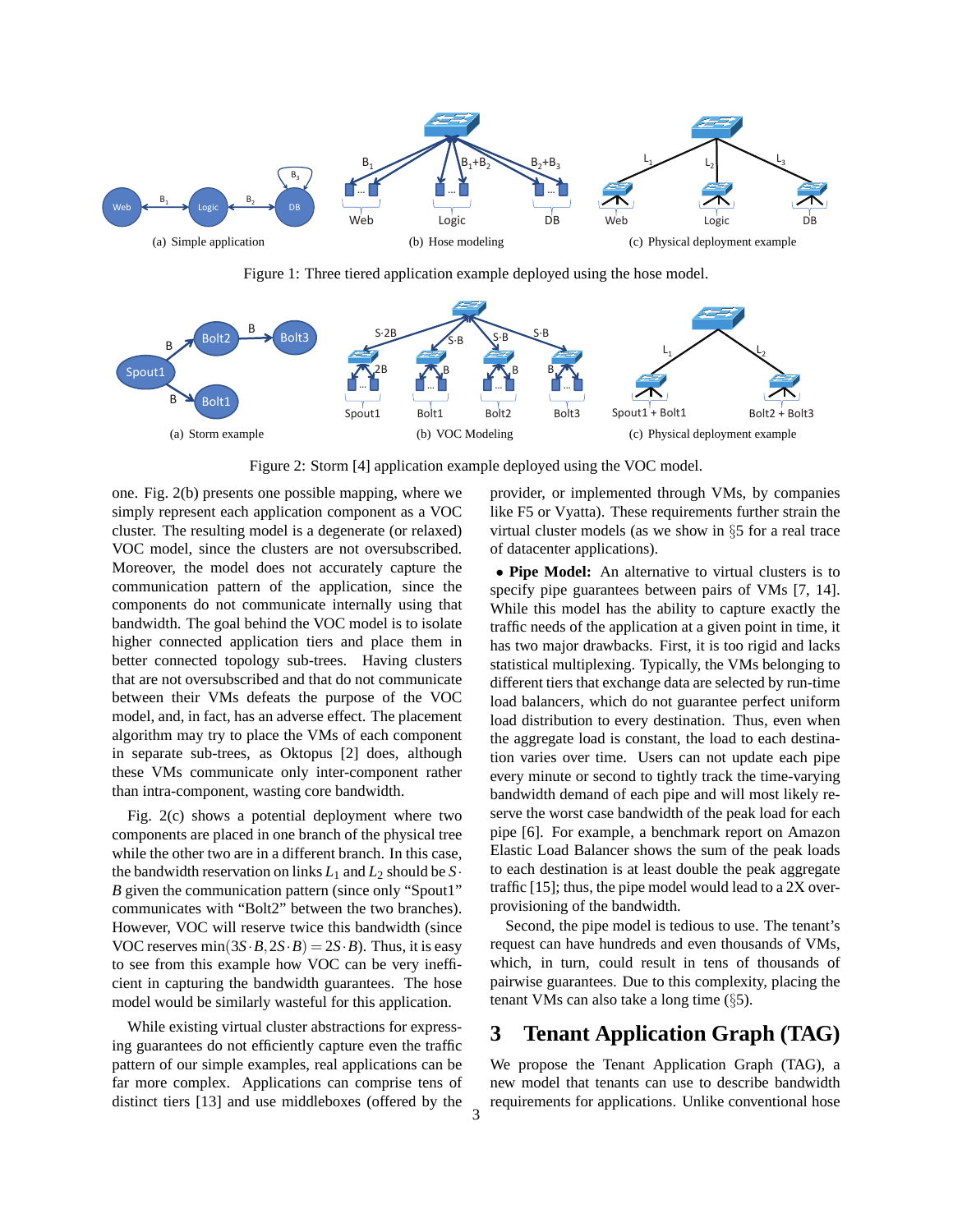(a) Simple application

(b) Hose modeling

(c) Physical deployment example

Figure 1: Three tiered application example deployed using the hose model.

(a) Storm example

(b) VOC Modeling

(c) Physical deployment example

Figure 2: Storm [4] application example deployed using the VOC model.

one. Fig. 2(b) presents one possible mapping, where we simply represent each application component as a VOC cluster. The resulting model is a degenerate (or relaxed) VOC model, since the clusters are not oversubscribed. Moreover, the model does not accurately capture the communication pattern of the application, since the components do not communicate internally using that bandwidth. The goal behind the VOC model is to isolate higher connected application tiers and place them in better connected topology sub-trees. Having clusters that are not oversubscribed and that do not communicate between their VMs defeats the purpose of the VOC model, and, in fact, has an adverse effect. The placement algorithm may try to place the VMs of each component in separate sub-trees, as Oktopus [2] does, although these VMs communicate only inter-component rather than intra-component, wasting core bandwidth.

Fig. 2(c) shows a potential deployment where two components are placed in one branch of the physical tree while the other two are in a different branch. In this case, the bandwidth reservation on links $L_1$ and $L_2$ should be $S \cdot B$ given the communication pattern (since only "Spout1" communicates with "Bolt2" between the two branches). However, VOC will reserve twice this bandwidth (since VOC reserves $\min(3S \cdot B, 2S \cdot B) = 2S \cdot B$). Thus, it is easy to see from this example how VOC can be very inefficient in capturing the bandwidth guarantees. The hose model would be similarly wasteful for this application.

While existing virtual cluster abstractions for expressing guarantees do not efficiently capture even the traffic pattern of our simple examples, real applications can be far more complex. Applications can comprise tens of distinct tiers [13] and use middleboxes (offered by the provider, or implemented through VMs, by companies like F5 or Vyatta). These requirements further strain the virtual cluster models (as we show in §5 for a real trace of datacenter applications).

• **Pipe Model:** An alternative to virtual clusters is to specify pipe guarantees between pairs of VMs [7, 14]. While this model has the ability to capture exactly the traffic needs of the application at a given point in time, it has two major drawbacks. First, it is too rigid and lacks statistical multiplexing. Typically, the VMs belonging to different tiers that exchange data are selected by run-time load balancers, which do not guarantee perfect uniform load distribution to every destination. Thus, even when the aggregate load is constant, the load to each destination varies over time. Users can not update each pipe every minute or second to tightly track the time-varying bandwidth demand of each pipe and will most likely reserve the worst case bandwidth of the peak load for each pipe [6]. For example, a benchmark report on Amazon Elastic Load Balancer shows the sum of the peak loads to each destination is at least double the peak aggregate traffic [15]; thus, the pipe model would lead to a 2X over-provisioning of the bandwidth.

Second, the pipe model is tedious to use. The tenant's request can have hundreds and even thousands of VMs, which, in turn, could result in tens of thousands of pairwise guarantees. Due to this complexity, placing the tenant VMs can also take a long time (§5).

## 3 Tenant Application Graph (TAG)

We propose the Tenant Application Graph (TAG), a new model that tenants can use to describe bandwidth requirements for applications. Unlike conventional hose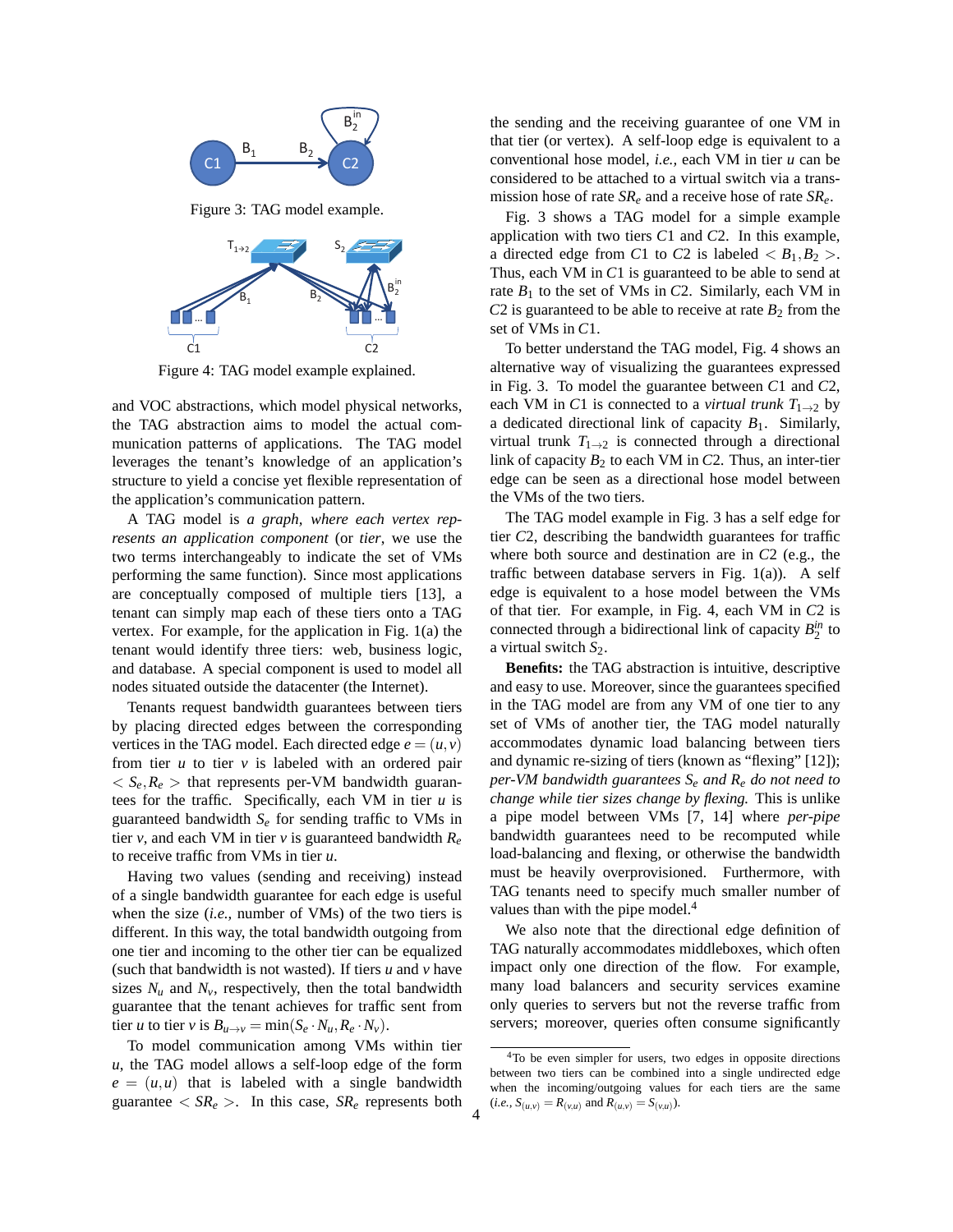Figure 3: TAG model example.

Figure 4: TAG model example explained.

and VOC abstractions, which model physical networks, the TAG abstraction aims to model the actual communication patterns of applications. The TAG model leverages the tenant's knowledge of an application's structure to yield a concise yet flexible representation of the application's communication pattern.

A TAG model is *a graph, where each vertex represents an application component* (or *tier*, we use the two terms interchangeably to indicate the set of VMs performing the same function). Since most applications are conceptually composed of multiple tiers [13], a tenant can simply map each of these tiers onto a TAG vertex. For example, for the application in Fig. 1(a) the tenant would identify three tiers: web, business logic, and database. A special component is used to model all nodes situated outside the datacenter (the Internet).

Tenants request bandwidth guarantees between tiers by placing directed edges between the corresponding vertices in the TAG model. Each directed edge $e = (u, v)$ from tier $u$ to tier $v$ is labeled with an ordered pair $< S_e, R_e >$ that represents per-VM bandwidth guarantees for the traffic. Specifically, each VM in tier $u$ is guaranteed bandwidth $S_e$ for sending traffic to VMs in tier $v$, and each VM in tier $v$ is guaranteed bandwidth $R_e$ to receive traffic from VMs in tier $u$.

Having two values (sending and receiving) instead of a single bandwidth guarantee for each edge is useful when the size (*i.e.,* number of VMs) of the two tiers is different. In this way, the total bandwidth outgoing from one tier and incoming to the other tier can be equalized (such that bandwidth is not wasted). If tiers $u$ and $v$ have sizes $N_u$ and $N_v$, respectively, then the total bandwidth guarantee that the tenant achieves for traffic sent from tier $u$ to tier $v$ is $B_{u \to v} = \min(S_e \cdot N_u, R_e \cdot N_v)$.

To model communication among VMs within tier $u$, the TAG model allows a self-loop edge of the form $e = (u, u)$ that is labeled with a single bandwidth guarantee $< SR_e >$. In this case, $SR_e$ represents both the sending and the receiving guarantee of one VM in that tier (or vertex). A self-loop edge is equivalent to a conventional hose model, *i.e.,* each VM in tier $u$ can be considered to be attached to a virtual switch via a transmission hose of rate $SR_e$ and a receive hose of rate $SR_e$.

Fig. 3 shows a TAG model for a simple example application with two tiers $C1$ and $C2$. In this example, a directed edge from $C1$ to $C2$ is labeled $< B_1, B_2 >$. Thus, each VM in $C1$ is guaranteed to be able to send at rate $B_1$ to the set of VMs in $C2$. Similarly, each VM in $C2$ is guaranteed to be able to receive at rate $B_2$ from the set of VMs in $C1$.

To better understand the TAG model, Fig. 4 shows an alternative way of visualizing the guarantees expressed in Fig. 3. To model the guarantee between $C1$ and $C2$, each VM in $C1$ is connected to a *virtual trunk* $T_{1\to2}$ by a dedicated directional link of capacity $B_1$. Similarly, virtual trunk $T_{1\to2}$ is connected through a directional link of capacity $B_2$ to each VM in $C2$. Thus, an inter-tier edge can be seen as a directional hose model between the VMs of the two tiers.

The TAG model example in Fig. 3 has a self edge for tier $C2$, describing the bandwidth guarantees for traffic where both source and destination are in $C2$ (e.g., the traffic between database servers in Fig. 1(a)). A self edge is equivalent to a hose model between the VMs of that tier. For example, in Fig. 4, each VM in $C2$ is connected through a bidirectional link of capacity $B_2^{in}$ to a virtual switch $S_2$.

**Benefits:** the TAG abstraction is intuitive, descriptive and easy to use. Moreover, since the guarantees specified in the TAG model are from any VM of one tier to any set of VMs of another tier, the TAG model naturally accommodates dynamic load balancing between tiers and dynamic re-sizing of tiers (known as "flexing" [12]); *per-VM bandwidth guarantees $S_e$ and $R_e$ do not need to change while tier sizes change by flexing.* This is unlike a pipe model between VMs [7, 14] where *per-pipe* bandwidth guarantees need to be recomputed while load-balancing and flexing, or otherwise the bandwidth must be heavily overprovisioned. Furthermore, with TAG tenants need to specify much smaller number of values than with the pipe model.[4]

We also note that the directional edge definition of TAG naturally accommodates middleboxes, which often impact only one direction of the flow. For example, many load balancers and security services examine only queries to servers but not the reverse traffic from servers; moreover, queries often consume significantly

[4]To be even simpler for users, two edges in opposite directions between two tiers can be combined into a single undirected edge when the incoming/outgoing values for each tiers are the same (*i.e.,* $S_{(u,v)} = R_{(v,u)}$ and $R_{(u,v)} = S_{(v,u)}$).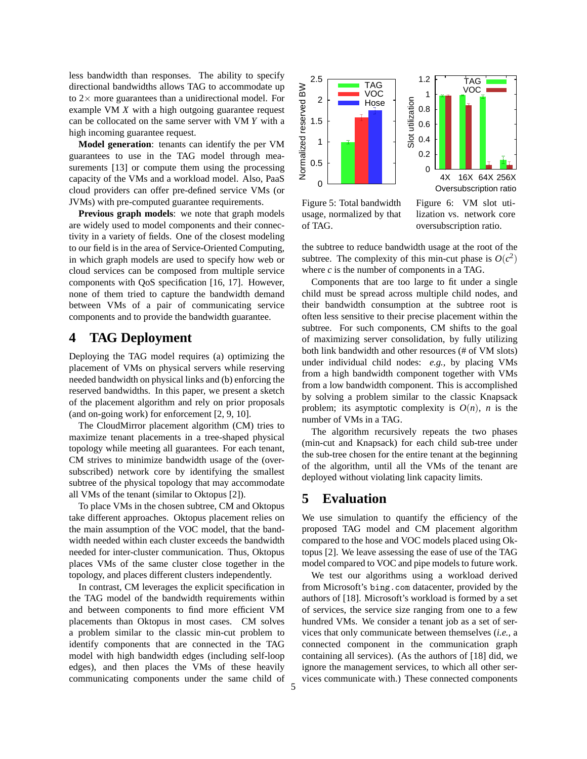less bandwidth than responses. The ability to specify directional bandwidths allows TAG to accommodate up to 2× more guarantees than a unidirectional model. For example VM *X* with a high outgoing guarantee request can be collocated on the same server with VM *Y* with a high incoming guarantee request.

**Model generation**: tenants can identify the per VM guarantees to use in the TAG model through measurements [13] or compute them using the processing capacity of the VMs and a workload model. Also, PaaS cloud providers can offer pre-defined service VMs (or JVMs) with pre-computed guarantee requirements.

**Previous graph models**: we note that graph models are widely used to model components and their connectivity in a variety of fields. One of the closest modeling to our field is in the area of Service-Oriented Computing, in which graph models are used to specify how web or cloud services can be composed from multiple service components with QoS specification [16, 17]. However, none of them tried to capture the bandwidth demand between VMs of a pair of communicating service components and to provide the bandwidth guarantee.

# 4 TAG Deployment

Deploying the TAG model requires (a) optimizing the placement of VMs on physical servers while reserving needed bandwidth on physical links and (b) enforcing the reserved bandwidths. In this paper, we present a sketch of the placement algorithm and rely on prior proposals (and on-going work) for enforcement [2, 9, 10].

The CloudMirror placement algorithm (CM) tries to maximize tenant placements in a tree-shaped physical topology while meeting all guarantees. For each tenant, CM strives to minimize bandwidth usage of the (oversubscribed) network core by identifying the smallest subtree of the physical topology that may accommodate all VMs of the tenant (similar to Oktopus [2]).

To place VMs in the chosen subtree, CM and Oktopus take different approaches. Oktopus placement relies on the main assumption of the VOC model, that the bandwidth needed within each cluster exceeds the bandwidth needed for inter-cluster communication. Thus, Oktopus places VMs of the same cluster close together in the topology, and places different clusters independently.

In contrast, CM leverages the explicit specification in the TAG model of the bandwidth requirements within and between components to find more efficient VM placements than Oktopus in most cases. CM solves a problem similar to the classic min-cut problem to identify components that are connected in the TAG model with high bandwidth edges (including self-loop edges), and then places the VMs of these heavily communicating components under the same child of the subtree to reduce bandwidth usage at the root of the subtree. The complexity of this min-cut phase is $O(c^2)$ where $c$ is the number of components in a TAG.

Components that are too large to fit under a single child must be spread across multiple child nodes, and their bandwidth consumption at the subtree root is often less sensitive to their precise placement within the subtree. For such components, CM shifts to the goal of maximizing server consolidation, by fully utilizing both link bandwidth and other resources (# of VM slots) under individual child nodes: *e.g.,* by placing VMs from a high bandwidth component together with VMs from a low bandwidth component. This is accomplished by solving a problem similar to the classic Knapsack problem; its asymptotic complexity is $O(n)$, $n$ is the number of VMs in a TAG.

The algorithm recursively repeats the two phases (min-cut and Knapsack) for each child sub-tree under the sub-tree chosen for the entire tenant at the beginning of the algorithm, until all the VMs of the tenant are deployed without violating link capacity limits.

Figure 5: Total bandwidth usage, normalized by that of TAG.

Figure 6: VM slot utilization vs. network core oversubscription ratio.

# 5 Evaluation

We use simulation to quantify the efficiency of the proposed TAG model and CM placement algorithm compared to the hose and VOC models placed using Oktopus [2]. We leave assessing the ease of use of the TAG model compared to VOC and pipe models to future work.

We test our algorithms using a workload derived from Microsoft's `bing.com` datacenter, provided by the authors of [18]. Microsoft's workload is formed by a set of services, the service size ranging from one to a few hundred VMs. We consider a tenant job as a set of services that only communicate between themselves (*i.e.,* a connected component in the communication graph containing all services). (As the authors of [18] did, we ignore the management services, to which all other services communicate with.) These connected components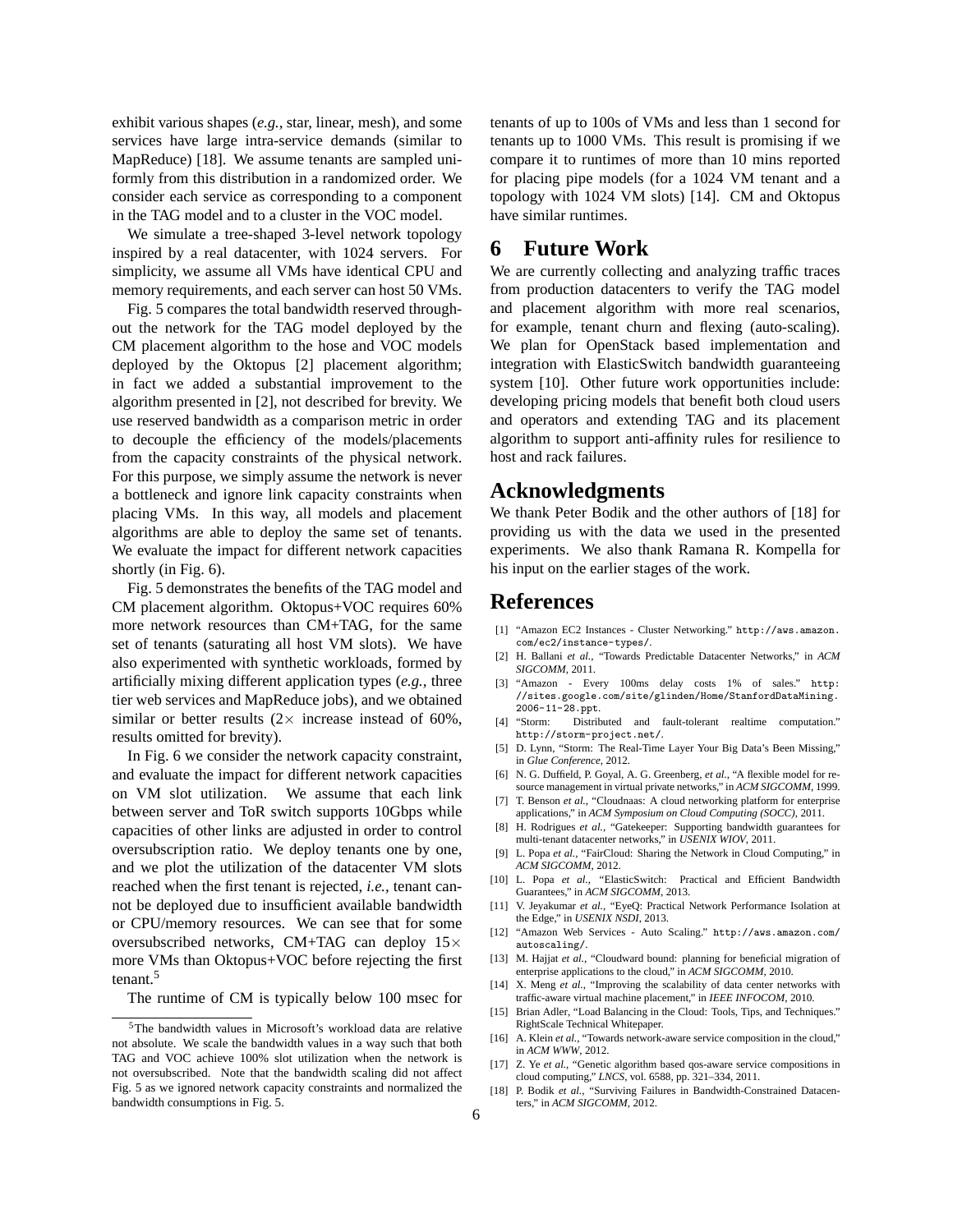exhibit various shapes (*e.g.,* star, linear, mesh), and some services have large intra-service demands (similar to MapReduce) [18]. We assume tenants are sampled uniformly from this distribution in a randomized order. We consider each service as corresponding to a component in the TAG model and to a cluster in the VOC model.

We simulate a tree-shaped 3-level network topology inspired by a real datacenter, with 1024 servers. For simplicity, we assume all VMs have identical CPU and memory requirements, and each server can host 50 VMs.

Fig. 5 compares the total bandwidth reserved throughout the network for the TAG model deployed by the CM placement algorithm to the hose and VOC models deployed by the Oktopus [2] placement algorithm; in fact we added a substantial improvement to the algorithm presented in [2], not described for brevity. We use reserved bandwidth as a comparison metric in order to decouple the efficiency of the models/placements from the capacity constraints of the physical network. For this purpose, we simply assume the network is never a bottleneck and ignore link capacity constraints when placing VMs. In this way, all models and placement algorithms are able to deploy the same set of tenants. We evaluate the impact for different network capacities shortly (in Fig. 6).

Fig. 5 demonstrates the benefits of the TAG model and CM placement algorithm. Oktopus+VOC requires 60% more network resources than CM+TAG, for the same set of tenants (saturating all host VM slots). We have also experimented with synthetic workloads, formed by artificially mixing different application types (*e.g.,* three tier web services and MapReduce jobs), and we obtained similar or better results ($2\times$ increase instead of 60%, results omitted for brevity).

In Fig. 6 we consider the network capacity constraint, and evaluate the impact for different network capacities on VM slot utilization. We assume that each link between server and ToR switch supports 10Gbps while capacities of other links are adjusted in order to control oversubscription ratio. We deploy tenants one by one, and we plot the utilization of the datacenter VM slots reached when the first tenant is rejected, *i.e.,* tenant cannot be deployed due to insufficient available bandwidth or CPU/memory resources. We can see that for some oversubscribed networks, CM+TAG can deploy $15\times$ more VMs than Oktopus+VOC before rejecting the first tenant.[5]

The runtime of CM is typically below 100 msec for tenants of up to 100s of VMs and less than 1 second for tenants up to 1000 VMs. This result is promising if we compare it to runtimes of more than 10 mins reported for placing pipe models (for a 1024 VM tenant and a topology with 1024 VM slots) [14]. CM and Oktopus have similar runtimes.

[5]The bandwidth values in Microsoft's workload data are relative not absolute. We scale the bandwidth values in a way such that both TAG and VOC achieve 100% slot utilization when the network is not oversubscribed. Note that the bandwidth scaling did not affect Fig. 5 as we ignored network capacity constraints and normalized the bandwidth consumptions in Fig. 5.

# 6 Future Work

We are currently collecting and analyzing traffic traces from production datacenters to verify the TAG model and placement algorithm with more real scenarios, for example, tenant churn and flexing (auto-scaling). We plan for OpenStack based implementation and integration with ElasticSwitch bandwidth guaranteeing system [10]. Other future work opportunities include: developing pricing models that benefit both cloud users and operators and extending TAG and its placement algorithm to support anti-affinity rules for resilience to host and rack failures.

# Acknowledgments

We thank Peter Bodik and the other authors of [18] for providing us with the data we used in the presented experiments. We also thank Ramana R. Kompella for his input on the earlier stages of the work.

# References

[1] "Amazon EC2 Instances - Cluster Networking." http://aws.amazon.com/ec2/instance-types/.

[2] H. Ballani *et al.*, "Towards Predictable Datacenter Networks," in *ACM SIGCOMM*, 2011.

[3] "Amazon - Every 100ms delay costs 1% of sales." http://sites.google.com/site/glinden/Home/StanfordDataMining.2006-11-28.ppt.

[4] "Storm: Distributed and fault-tolerant realtime computation." http://storm-project.net/.

[5] D. Lynn, "Storm: The Real-Time Layer Your Big Data's Been Missing," in *Glue Conference*, 2012.

[6] N. G. Duffield, P. Goyal, A. G. Greenberg, *et al.*, "A flexible model for resource management in virtual private networks," in *ACM SIGCOMM*, 1999.

[7] T. Benson *et al.*, "Cloudnaas: A cloud networking platform for enterprise applications," in *ACM Symposium on Cloud Computing (SOCC)*, 2011.

[8] H. Rodrigues *et al.*, "Gatekeeper: Supporting bandwidth guarantees for multi-tenant datacenter networks," in *USENIX WIOV*, 2011.

[9] L. Popa *et al.*, "FairCloud: Sharing the Network in Cloud Computing," in *ACM SIGCOMM*, 2012.

[10] L. Popa *et al.*, "ElasticSwitch: Practical and Efficient Bandwidth Guarantees," in *ACM SIGCOMM*, 2013.

[11] V. Jeyakumar *et al.*, "EyeQ: Practical Network Performance Isolation at the Edge," in *USENIX NSDI*, 2013.

[12] "Amazon Web Services - Auto Scaling." http://aws.amazon.com/autoscaling/.

[13] M. Hajjat *et al.*, "Cloudward bound: planning for beneficial migration of enterprise applications to the cloud," in *ACM SIGCOMM*, 2010.

[14] X. Meng *et al.*, "Improving the scalability of data center networks with traffic-aware virtual machine placement," in *IEEE INFOCOM*, 2010.

[15] Brian Adler, "Load Balancing in the Cloud: Tools, Tips, and Techniques." RightScale Technical Whitepaper.

[16] A. Klein *et al.*, "Towards network-aware service composition in the cloud," in *ACM WWW*, 2012.

[17] Z. Ye *et al.*, "Genetic algorithm based qos-aware service compositions in cloud computing," *LNCS*, vol. 6588, pp. 321–334, 2011.

[18] P. Bodik *et al.*, "Surviving Failures in Bandwidth-Constrained Datacenters," in *ACM SIGCOMM*, 2012.